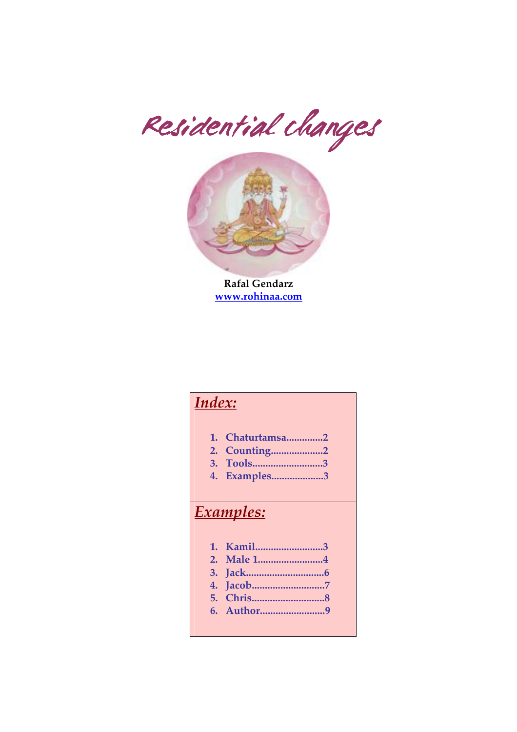# Residential changes

**Rafal Gendarz**
**www.rohinaa.com**

## *Index:*

1. **Chaturtamsa..............2**
2. **Counting....................2**
3. **Tools...........................3**
4. **Examples....................3**

## *Examples:*

1. **Kamil..........................3**
2. **Male 1.........................4**
3. **Jack.............................6**
4. **Jacob...........................7**
5. **Chris............................8**
6. **Author.........................9**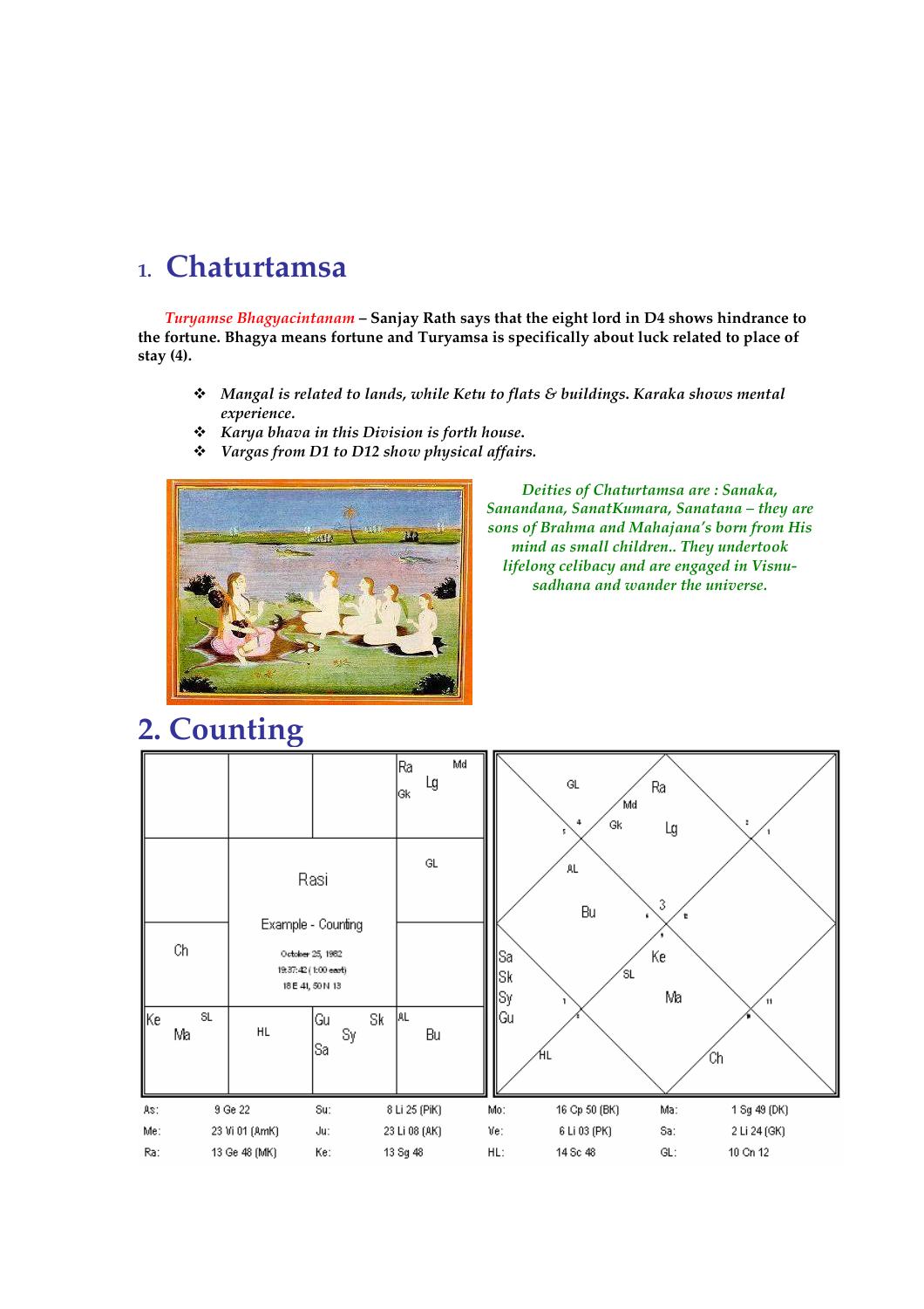# 1. Chaturtamsa

*Turyamse Bhagyacintanam* – **Sanjay Rath says that the eight lord in D4 shows hindrance to the fortune. Bhagya means fortune and Turyamsa is specifically about luck related to place of stay (4).**

- *Mangal is related to lands, while Ketu to flats & buildings. Karaka shows mental experience.*
- *Karya bhava in this Division is forth house.*
- *Vargas from D1 to D12 show physical affairs.*

*Deities of Chaturtamsa are : Sanaka, Sanandana, SanatKumara, Sanatana – they are sons of Brahma and Mahajana's born from His mind as small children.. They undertook lifelong celibacy and are engaged in Visnu-sadhana and wander the universe.*

# 2. Counting

Rasi

Example - Counting

October 25, 1982
19:37:42 (1:00 east)
18 E 41, 50 N 13

| | | | | | | | |
|---|---|---|---|---|---|---|---|
| As: | 9 Ge 22 | Su: | 8 Li 25 (PiK) | Mo: | 16 Cp 50 (BK) | Ma: | 1 Sg 49 (DK) |
| Me: | 23 Vi 01 (AmK) | Ju: | 23 Li 08 (AK) | Ve: | 6 Li 03 (PK) | Sa: | 2 Li 24 (GK) |
| Ra: | 13 Ge 48 (MK) | Ke: | 13 Sg 48 | HL: | 14 Sc 48 | GL: | 10 Cn 12 |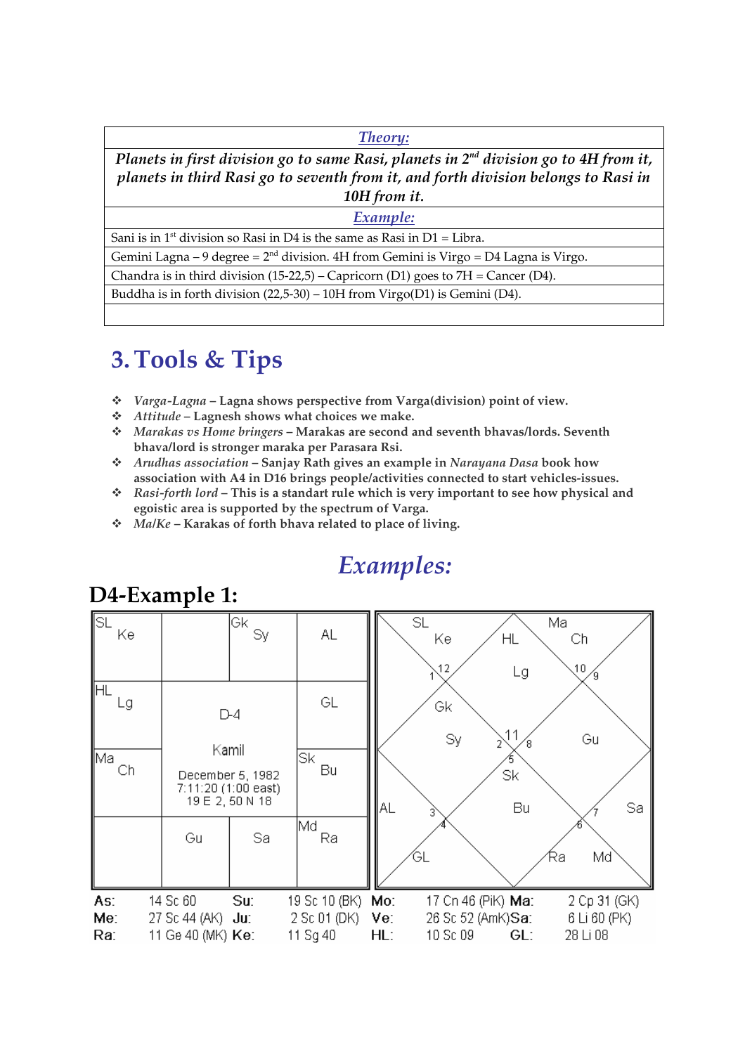| *Theory:* |
|---|
| ***Planets in first division go to same Rasi, planets in 2nd division go to 4H from it, planets in third Rasi go to seventh from it, and forth division belongs to Rasi in 10H from it.*** |
| *Example:* |
| Sani is in 1st division so Rasi in D4 is the same as Rasi in D1 = Libra. |
| Gemini Lagna – 9 degree = 2nd division. 4H from Gemini is Virgo = D4 Lagna is Virgo. |
| Chandra is in third division (15-22,5) – Capricorn (D1) goes to 7H = Cancer (D4). |
| Buddha is in forth division (22,5-30) – 10H from Virgo(D1) is Gemini (D4). |
| |

# 3. Tools & Tips

- ***Varga-Lagna*** **– Lagna shows perspective from Varga(division) point of view.**
- ***Attitude*** **– Lagnesh shows what choices we make.**
- ***Marakas vs Home bringers*** **– Marakas are second and seventh bhavas/lords. Seventh bhava/lord is stronger maraka per Parasara Rsi.**
- ***Arudhas association*** **– Sanjay Rath gives an example in *Narayana Dasa* book how association with A4 in D16 brings people/activities connected to start vehicles-issues.**
- ***Rasi-forth lord*** **– This is a standart rule which is very important to see how physical and egoistic area is supported by the spectrum of Varga.**
- ***Ma/Ke*** **– Karakas of forth bhava related to place of living.**

## *Examples:*

## D4-Example 1:

| SL Ke | | Gk Sy | AL |
|---|---|---|---|
| HL Lg | D-4 Kamil December 5, 1982 7:11:20 (1:00 east) 19 E 2, 50 N 18 | | GL |
| Ma Ch | | | Sk Bu |
| | Gu | Sa | Md Ra |

| As: | 14 Sc 60 | Su: | 19 Sc 10 (BK) | Mo: | 17 Cn 46 (PiK) | Ma: | 2 Cp 31 (GK) |
|---|---|---|---|---|---|---|---|
| Me: | 27 Sc 44 (AK) | Ju: | 2 Sc 01 (DK) | Ve: | 26 Sc 52 (AmK) | Sa: | 6 Li 60 (PK) |
| Ra: | 11 Ge 40 (MK) | Ke: | 11 Sg 40 | HL: | 10 Sc 09 | GL: | 28 Li 08 |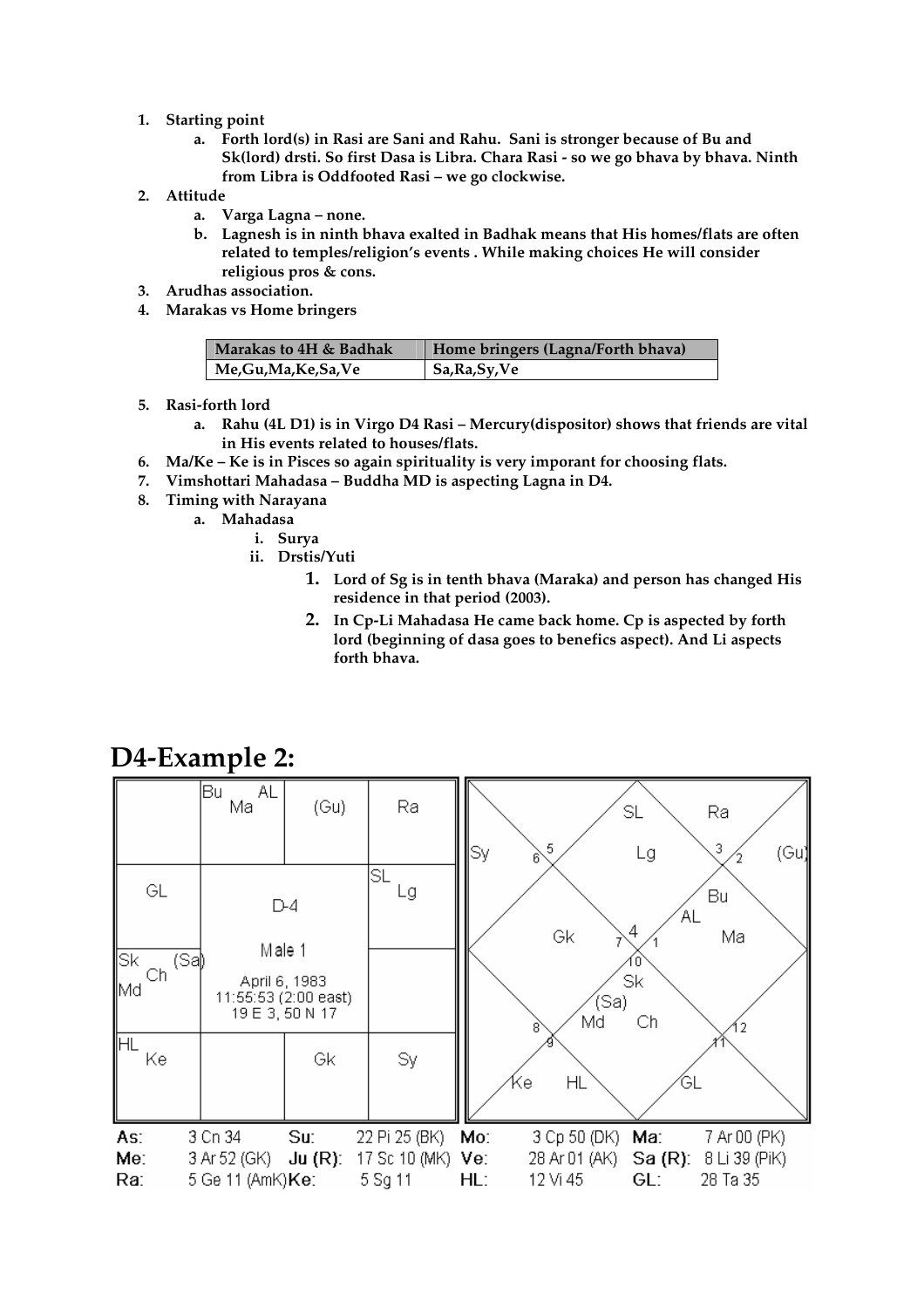1. **Starting point**
   a. **Forth lord(s) in Rasi are Sani and Rahu. Sani is stronger because of Bu and Sk(lord) drsti. So first Dasa is Libra. Chara Rasi - so we go bhava by bhava. Ninth from Libra is Oddfooted Rasi – we go clockwise.**
2. **Attitude**
   a. **Varga Lagna – none.**
   b. **Lagnesh is in ninth bhava exalted in Badhak means that His homes/flats are often related to temples/religion's events . While making choices He will consider religious pros & cons.**
3. **Arudhas association.**
4. **Marakas vs Home bringers**

| Marakas to 4H & Badhak | Home bringers (Lagna/Forth bhava) |
|---|---|
| Me,Gu,Ma,Ke,Sa,Ve | Sa,Ra,Sy,Ve |

5. **Rasi-forth lord**
   a. **Rahu (4L D1) is in Virgo D4 Rasi – Mercury(dispositor) shows that friends are vital in His events related to houses/flats.**
6. **Ma/Ke – Ke is in Pisces so again spirituality is very imporant for choosing flats.**
7. **Vimshottari Mahadasa – Buddha MD is aspecting Lagna in D4.**
8. **Timing with Narayana**
   a. **Mahadasa**
      i. **Surya**
      ii. **Drstis/Yuti**
         1. **Lord of Sg is in tenth bhava (Maraka) and person has changed His residence in that period (2003).**
         2. **In Cp-Li Mahadasa He came back home. Cp is aspected by forth lord (beginning of dasa goes to benefics aspect). And Li aspects forth bhava.**

# D4-Example 2:

| | Bu AL Ma | (Gu) | Ra |
|---|---|---|---|
| GL | D-4 | | SL Lg |
| Sk (Sa) Ch Md | Male 1 April 6, 1983 11:55:53 (2:00 east) 19 E 3, 50 N 17 | | |
| HL Ke | | Gk | Sy |

| | | | | | | | |
|---|---|---|---|---|---|---|---|
| As: | 3 Cn 34 | Su: | 22 Pi 25 (BK) | Mo: | 3 Cp 50 (DK) | Ma: | 7 Ar 00 (PK) |
| Me: | 3 Ar 52 (GK) | Ju (R): | 17 Sc 10 (MK) | Ve: | 28 Ar 01 (AK) | Sa (R): | 8 Li 39 (PiK) |
| Ra: | 5 Ge 11 (AmK) | Ke: | 5 Sg 11 | HL: | 12 Vi 45 | GL: | 28 Ta 35 |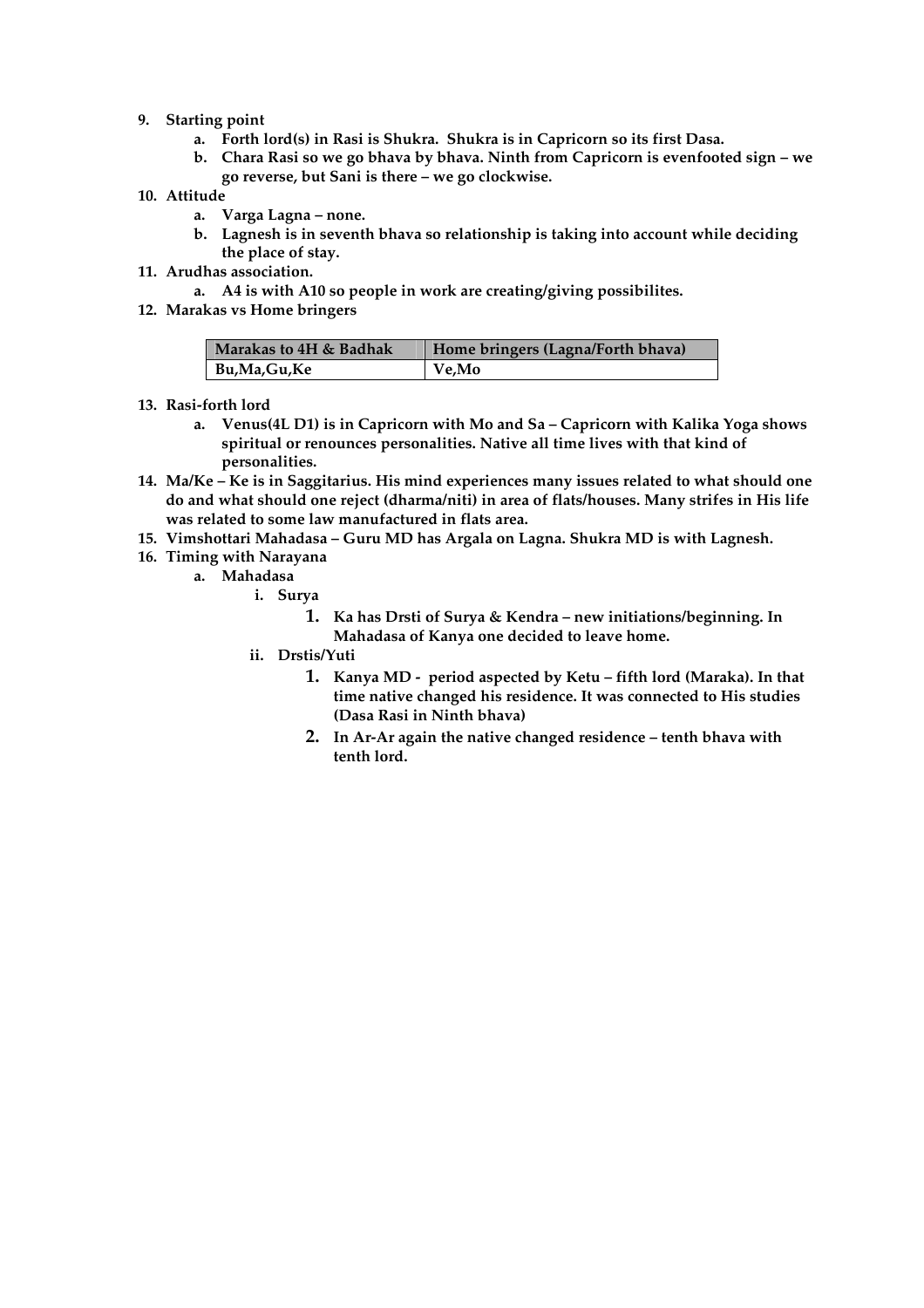9. **Starting point**
    a. **Forth lord(s) in Rasi is Shukra. Shukra is in Capricorn so its first Dasa.**
    b. **Chara Rasi so we go bhava by bhava. Ninth from Capricorn is evenfooted sign – we go reverse, but Sani is there – we go clockwise.**
10. **Attitude**
    a. **Varga Lagna – none.**
    b. **Lagnesh is in seventh bhava so relationship is taking into account while deciding the place of stay.**
11. **Arudhas association.**
    a. **A4 is with A10 so people in work are creating/giving possibilites.**
12. **Marakas vs Home bringers**

| Marakas to 4H & Badhak | Home bringers (Lagna/Forth bhava) |
|---|---|
| Bu,Ma,Gu,Ke | Ve,Mo |

13. **Rasi-forth lord**
    a. **Venus(4L D1) is in Capricorn with Mo and Sa – Capricorn with Kalika Yoga shows spiritual or renounces personalities. Native all time lives with that kind of personalities.**
14. **Ma/Ke – Ke is in Saggitarius. His mind experiences many issues related to what should one do and what should one reject (dharma/niti) in area of flats/houses. Many strifes in His life was related to some law manufactured in flats area.**
15. **Vimshottari Mahadasa – Guru MD has Argala on Lagna. Shukra MD is with Lagnesh.**
16. **Timing with Narayana**
    a. **Mahadasa**
        i. **Surya**
            1. **Ka has Drsti of Surya & Kendra – new initiations/beginning. In Mahadasa of Kanya one decided to leave home.**
        ii. **Drstis/Yuti**
            1. **Kanya MD - period aspected by Ketu – fifth lord (Maraka). In that time native changed his residence. It was connected to His studies (Dasa Rasi in Ninth bhava)**
            2. **In Ar-Ar again the native changed residence – tenth bhava with tenth lord.**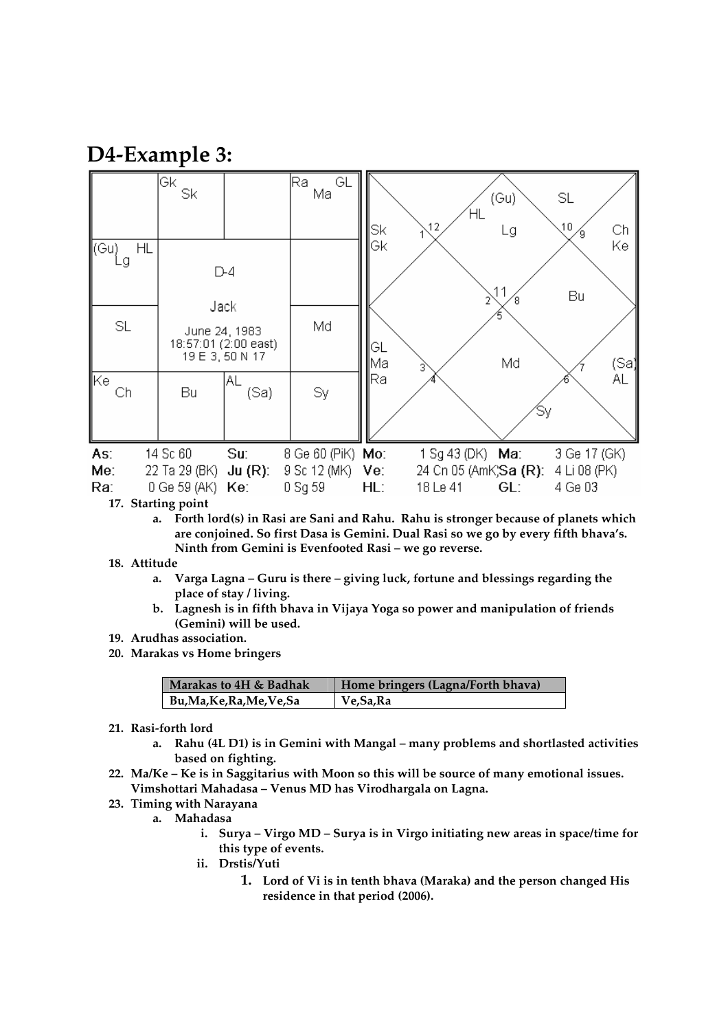## D4-Example 3:

| | Gk Sk | | Ra GL Ma |
|---|---|---|---|
| (Gu) HL Lg | D-4 | | |
| SL | Jack June 24, 1983 18:57:01 (2:00 east) 19 E 3, 50 N 17 | | Md |
| Ke Ch | Bu | AL (Sa) | Sy |

| | | | | | |
|---|---|---|---|---|---|
| As: 14 Sc 60 | Su: 8 Ge 60 (PiK) | Mo: 1 Sg 43 (DK) | Ma: 3 Ge 17 (GK) | | |
| Me: 22 Ta 29 (BK) | Ju (R): 9 Sc 12 (MK) | Ve: 24 Cn 05 (AmK) | Sa (R): 4 Li 08 (PK) | | |
| Ra: 0 Ge 59 (AK) | Ke: 0 Sg 59 | HL: 18 Le 41 | GL: 4 Ge 03 | | |

17. **Starting point**
    a. **Forth lord(s) in Rasi are Sani and Rahu. Rahu is stronger because of planets which are conjoined. So first Dasa is Gemini. Dual Rasi so we go by every fifth bhava's. Ninth from Gemini is Evenfooted Rasi – we go reverse.**
18. **Attitude**
    a. **Varga Lagna – Guru is there – giving luck, fortune and blessings regarding the place of stay / living.**
    b. **Lagnesh is in fifth bhava in Vijaya Yoga so power and manipulation of friends (Gemini) will be used.**
19. **Arudhas association.**
20. **Marakas vs Home bringers**

| Marakas to 4H & Badhak | Home bringers (Lagna/Forth bhava) |
|---|---|
| Bu,Ma,Ke,Ra,Me,Ve,Sa | Ve,Sa,Ra |

21. **Rasi-forth lord**
    a. **Rahu (4L D1) is in Gemini with Mangal – many problems and shortlasted activities based on fighting.**
22. **Ma/Ke – Ke is in Saggitarius with Moon so this will be source of many emotional issues. Vimshottari Mahadasa – Venus MD has Virodhargala on Lagna.**
23. **Timing with Narayana**
    a. **Mahadasa**
       i. **Surya – Virgo MD – Surya is in Virgo initiating new areas in space/time for this type of events.**
       ii. **Drstis/Yuti**
          1. **Lord of Vi is in tenth bhava (Maraka) and the person changed His residence in that period (2006).**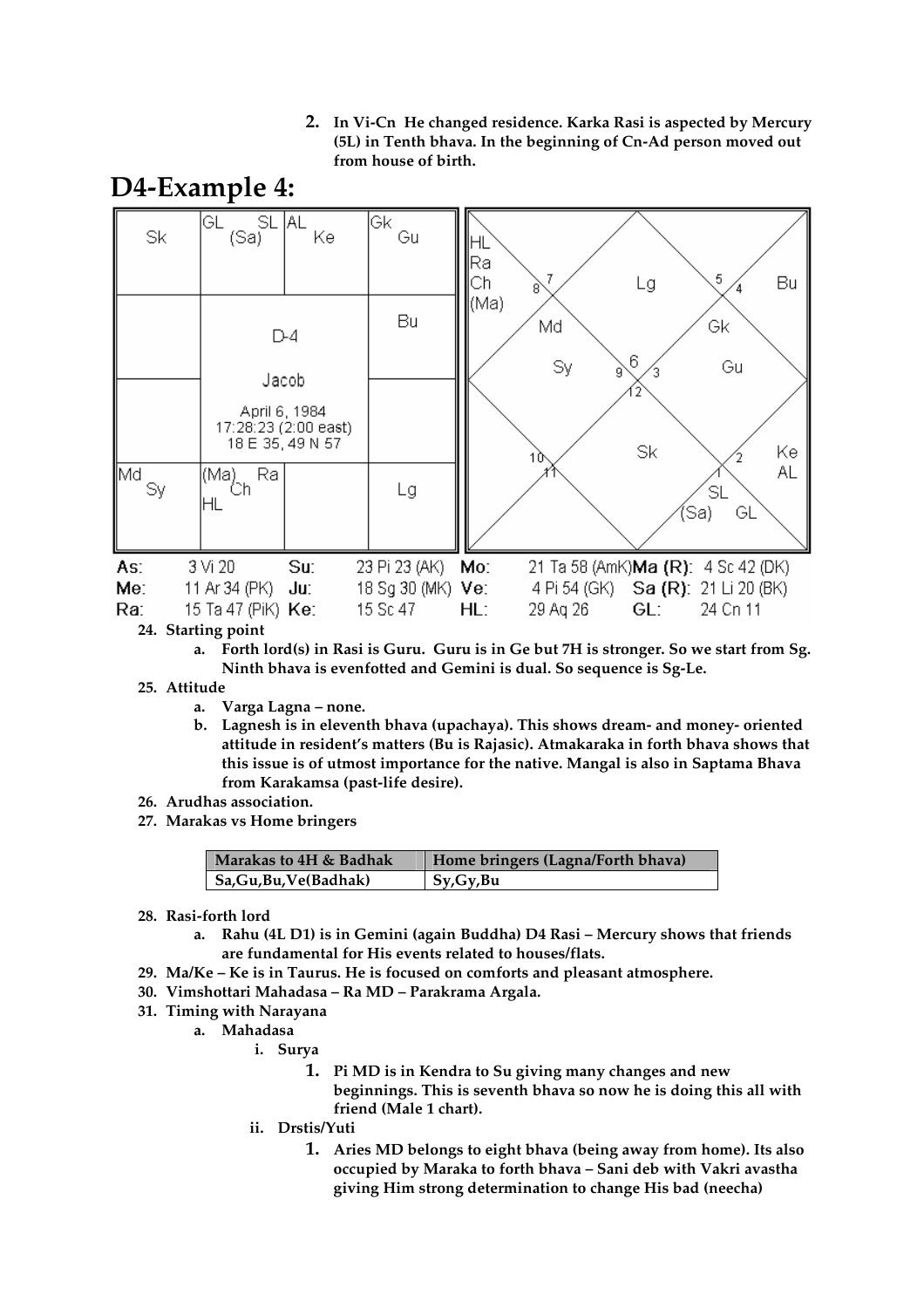2. **In Vi-Cn He changed residence. Karka Rasi is aspected by Mercury (5L) in Tenth bhava. In the beginning of Cn-Ad person moved out from house of birth.**

# D4-Example 4:

| Sk | GL SL (Sa) | AL Ke | Gk Gu |
|---|---|---|---|
| | D-4 Jacob April 6, 1984 17:28:23 (2:00 east) 18 E 35, 49 N 57 | | Bu |
| | | | |
| Md Sy | (Ma) Ra Ch HL | | Lg |

| As: | 3 Vi 20 | Su: | 23 Pi 23 (AK) | Mo: | 21 Ta 58 (AmK) | Ma (R): | 4 Sc 42 (DK) |
|---|---|---|---|---|---|---|---|
| Me: | 11 Ar 34 (PK) | Ju: | 18 Sg 30 (MK) | Ve: | 4 Pi 54 (GK) | Sa (R): | 21 Li 20 (BK) |
| Ra: | 15 Ta 47 (PiK) | Ke: | 15 Sc 47 | HL: | 29 Aq 26 | GL: | 24 Cn 11 |

24. **Starting point**
    a. **Forth lord(s) in Rasi is Guru. Guru is in Ge but 7H is stronger. So we start from Sg. Ninth bhava is evenfotted and Gemini is dual. So sequence is Sg-Le.**
25. **Attitude**
    a. **Varga Lagna – none.**
    b. **Lagnesh is in eleventh bhava (upachaya). This shows dream- and money- oriented attitude in resident's matters (Bu is Rajasic). Atmakaraka in forth bhava shows that this issue is of utmost importance for the native. Mangal is also in Saptama Bhava from Karakamsa (past-life desire).**
26. **Arudhas association.**
27. **Marakas vs Home bringers**

| Marakas to 4H & Badhak | Home bringers (Lagna/Forth bhava) |
|---|---|
| Sa,Gu,Bu,Ve(Badhak) | Sy,Gy,Bu |

28. **Rasi-forth lord**
    a. **Rahu (4L D1) is in Gemini (again Buddha) D4 Rasi – Mercury shows that friends are fundamental for His events related to houses/flats.**
29. **Ma/Ke – Ke is in Taurus. He is focused on comforts and pleasant atmosphere.**
30. **Vimshottari Mahadasa – Ra MD – Parakrama Argala.**
31. **Timing with Narayana**
    a. **Mahadasa**
        i. **Surya**
            1. **Pi MD is in Kendra to Su giving many changes and new beginnings. This is seventh bhava so now he is doing this all with friend (Male 1 chart).**
        ii. **Drstis/Yuti**
            1. **Aries MD belongs to eight bhava (being away from home). Its also occupied by Maraka to forth bhava – Sani deb with Vakri avastha giving Him strong determination to change His bad (neecha)**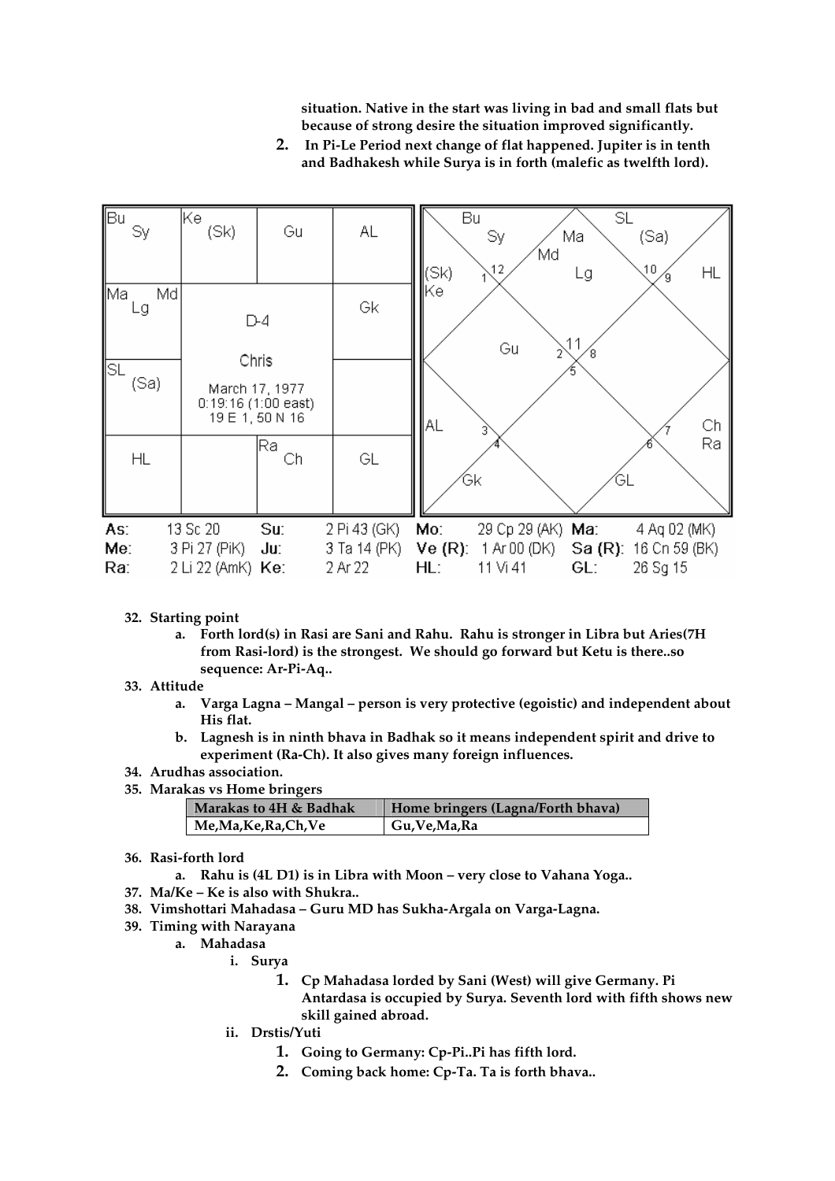situation. Native in the start was living in bad and small flats but because of strong desire the situation improved significantly.

2. **In Pi-Le Period next change of flat happened. Jupiter is in tenth and Badhakesh while Surya is in forth (malefic as twelfth lord).**

| Bu Sy | Ke (Sk) | Gu | AL |
|---|---|---|---|
| Ma Md Lg | D-4 Chris March 17, 1977 0:19:16 (1:00 east) 19 E 1, 50 N 16 | | Gk |
| SL (Sa) | | | |
| HL | | Ra Ch | GL |

| | | | | | | | |
|---|---|---|---|---|---|---|---|
| As: | 13 Sc 20 | Su: | 2 Pi 43 (GK) | Mo: | 29 Cp 29 (AK) | Ma: | 4 Aq 02 (MK) |
| Me: | 3 Pi 27 (PiK) | Ju: | 3 Ta 14 (PK) | Ve (R): | 1 Ar 00 (DK) | Sa (R): | 16 Cn 59 (BK) |
| Ra: | 2 Li 22 (AmK) | Ke: | 2 Ar 22 | HL: | 11 Vi 41 | GL: | 26 Sg 15 |

32. **Starting point**
    a. **Forth lord(s) in Rasi are Sani and Rahu. Rahu is stronger in Libra but Aries(7H from Rasi-lord) is the strongest. We should go forward but Ketu is there..so sequence: Ar-Pi-Aq..**
33. **Attitude**
    a. **Varga Lagna – Mangal – person is very protective (egoistic) and independent about His flat.**
    b. **Lagnesh is in ninth bhava in Badhak so it means independent spirit and drive to experiment (Ra-Ch). It also gives many foreign influences.**
34. **Arudhas association.**
35. **Marakas vs Home bringers**

| Marakas to 4H & Badhak | Home bringers (Lagna/Forth bhava) |
|---|---|
| Me,Ma,Ke,Ra,Ch,Ve | Gu,Ve,Ma,Ra |

36. **Rasi-forth lord**
    a. **Rahu is (4L D1) is in Libra with Moon – very close to Vahana Yoga..**
37. **Ma/Ke – Ke is also with Shukra..**
38. **Vimshottari Mahadasa – Guru MD has Sukha-Argala on Varga-Lagna.**
39. **Timing with Narayana**
    a. **Mahadasa**
        i. **Surya**
            1. **Cp Mahadasa lorded by Sani (West) will give Germany. Pi Antardasa is occupied by Surya. Seventh lord with fifth shows new skill gained abroad.**
        ii. **Drstis/Yuti**
            1. **Going to Germany: Cp-Pi..Pi has fifth lord.**
            2. **Coming back home: Cp-Ta. Ta is forth bhava..**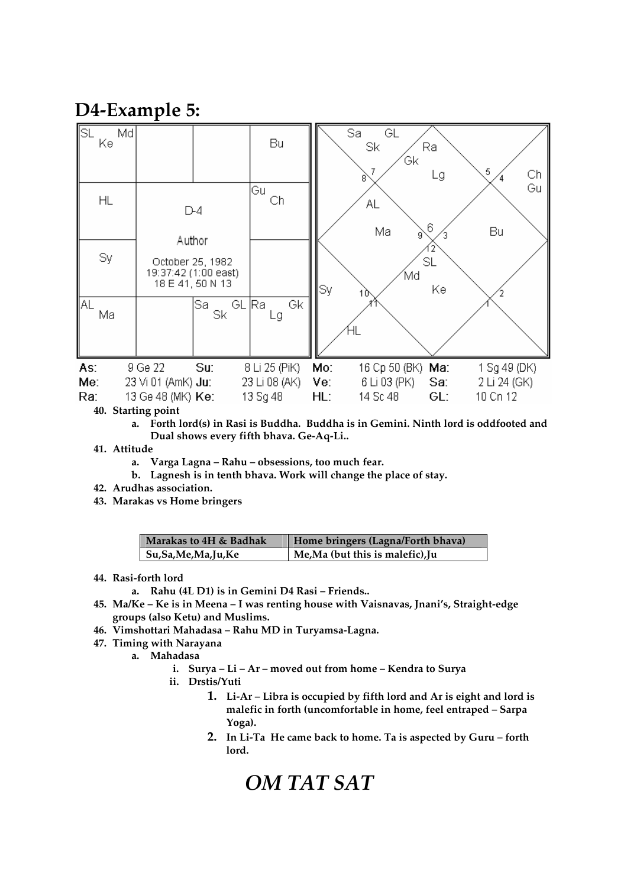## D4-Example 5:

| As: | 9 Ge 22 | Su: | 8 Li 25 (PiK) | Mo: | 16 Cp 50 (BK) | Ma: | 1 Sg 49 (DK) |
|---|---|---|---|---|---|---|---|
| Me: | 23 Vi 01 (AmK) | Ju: | 23 Li 08 (AK) | Ve: | 6 Li 03 (PK) | Sa: | 2 Li 24 (GK) |
| Ra: | 13 Ge 48 (MK) | Ke: | 13 Sg 48 | HL: | 14 Sc 48 | GL: | 10 Cn 12 |

40. **Starting point**
    a. **Forth lord(s) in Rasi is Buddha. Buddha is in Gemini. Ninth lord is oddfooted and Dual shows every fifth bhava. Ge-Aq-Li..**
41. **Attitude**
    a. **Varga Lagna – Rahu – obsessions, too much fear.**
    b. **Lagnesh is in tenth bhava. Work will change the place of stay.**
42. **Arudhas association.**
43. **Marakas vs Home bringers**

| Marakas to 4H & Badhak | Home bringers (Lagna/Forth bhava) |
|---|---|
| Su,Sa,Me,Ma,Ju,Ke | Me,Ma (but this is malefic),Ju |

44. **Rasi-forth lord**
    a. **Rahu (4L D1) is in Gemini D4 Rasi – Friends..**
45. **Ma/Ke – Ke is in Meena – I was renting house with Vaisnavas, Jnani's, Straight-edge groups (also Ketu) and Muslims.**
46. **Vimshottari Mahadasa – Rahu MD in Turyamsa-Lagna.**
47. **Timing with Narayana**
    a. **Mahadasa**
        i. **Surya – Li – Ar – moved out from home – Kendra to Surya**
        ii. **Drstis/Yuti**
            1. **Li-Ar – Libra is occupied by fifth lord and Ar is eight and lord is malefic in forth (uncomfortable in home, feel entraped – Sarpa Yoga).**
            2. **In Li-Ta He came back to home. Ta is aspected by Guru – forth lord.**

# *OM TAT SAT*